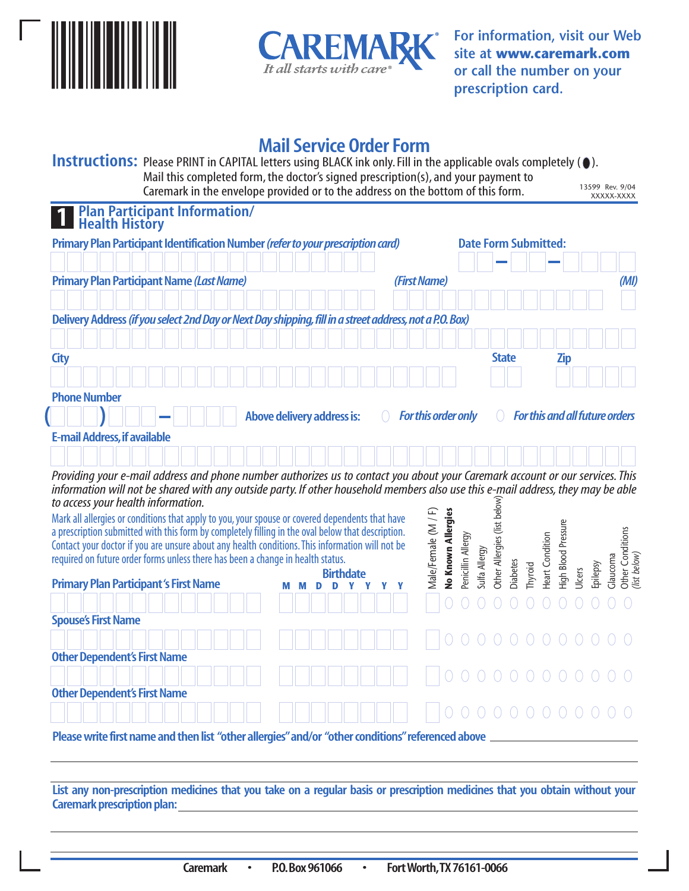CAREMARK
It all starts with care®

For information, visit our Web site at **www.caremark.com** or call the number on your prescription card.

# Mail Service Order Form

**Instructions:** Please PRINT in CAPITAL letters using BLACK ink only. Fill in the applicable ovals completely (●). Mail this completed form, the doctor's signed prescription(s), and your payment to Caremark in the envelope provided or to the address on the bottom of this form.

13599 Rev. 9/04
XXXXX-XXXX

## 1 Plan Participant Information/ Health History

**Primary Plan Participant Identification Number** *(refer to your prescription card)*

**Date Form Submitted:** ___ – ___ – ___

**Primary Plan Participant Name** *(Last Name)* *(First Name)* *(MI)*

**Delivery Address** *(if you select 2nd Day or Next Day shipping, fill in a street address, not a P.O. Box)*

**City** **State** **Zip**

**Phone Number** ( ) –

**Above delivery address is:** ○ *For this order only* ○ *For this and all future orders*

**E-mail Address, if available**

*Providing your e-mail address and phone number authorizes us to contact you about your Caremark account or our services. This information will not be shared with any outside party. If other household members also use this e-mail address, they may be able to access your health information.*

Mark all allergies or conditions that apply to you, your spouse or covered dependents that have a prescription submitted with this form by completely filling in the oval below that description. Contact your doctor if you are unsure about any health conditions. This information will not be required on future order forms unless there has been a change in health status.

| | Birthdate (M M D D Y Y Y Y) | Male/Female (M / F) | No Known Allergies | Penicillin Allergy | Sulfa Allergy | Other Allergies (list below) | Diabetes | Thyroid | Heart Condition | High Blood Pressure | Ulcers | Epilepsy | Glaucoma | Other Conditions *(list below)* |
|---|---|---|---|---|---|---|---|---|---|---|---|---|---|---|
| **Primary Plan Participant's First Name** | | | ○ | ○ | ○ | ○ | ○ | ○ | ○ | ○ | ○ | ○ | ○ | ○ |
| **Spouse's First Name** | | | ○ | ○ | ○ | ○ | ○ | ○ | ○ | ○ | ○ | ○ | ○ | ○ |
| **Other Dependent's First Name** | | | ○ | ○ | ○ | ○ | ○ | ○ | ○ | ○ | ○ | ○ | ○ | ○ |
| **Other Dependent's First Name** | | | ○ | ○ | ○ | ○ | ○ | ○ | ○ | ○ | ○ | ○ | ○ | ○ |

**Please write first name and then list "other allergies" and/or "other conditions" referenced above** ______________________

**List any non-prescription medicines that you take on a regular basis or prescription medicines that you obtain without your Caremark prescription plan:** ______________________

**Caremark • P.O. Box 961066 • Fort Worth, TX 76161-0066**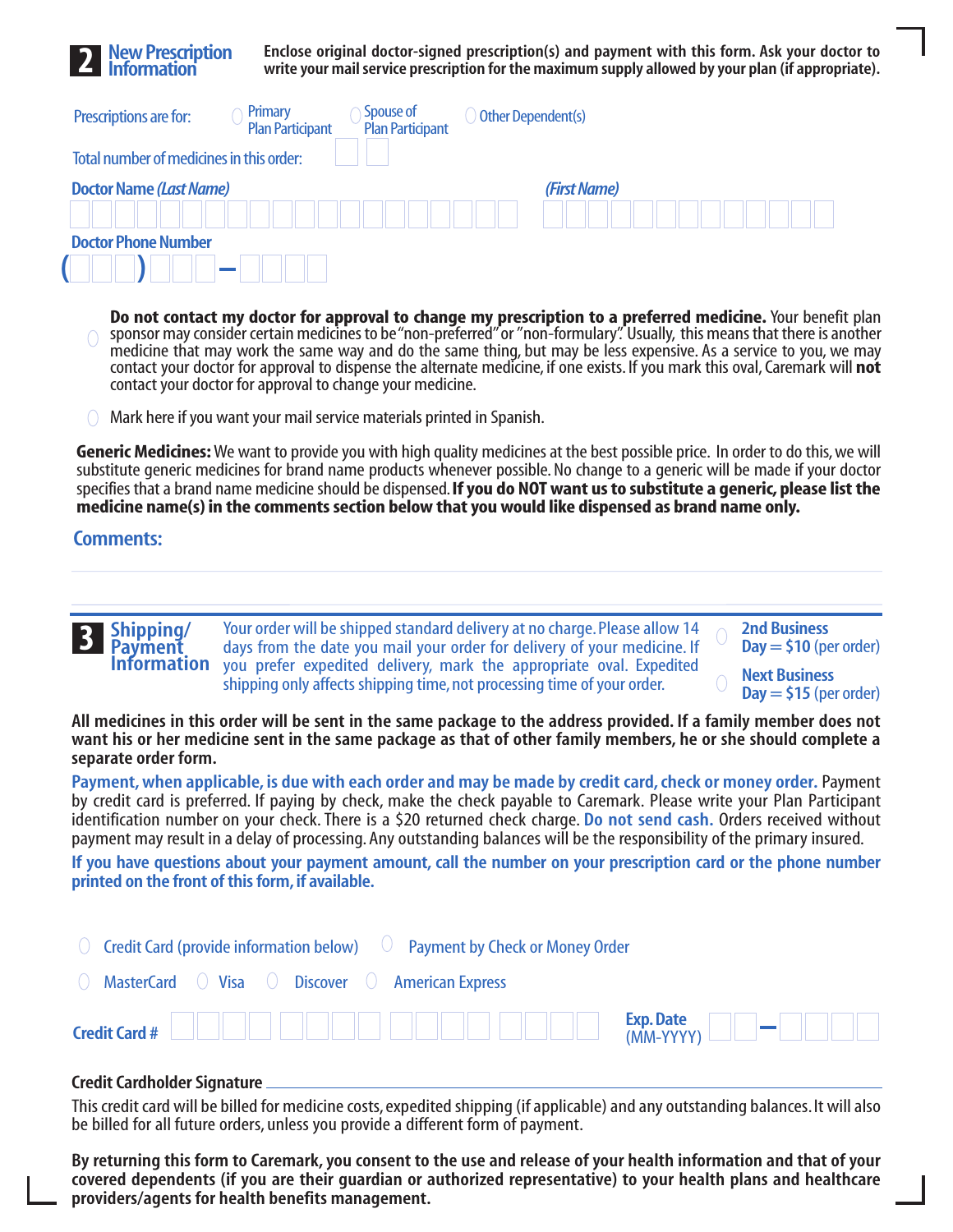## 2 New Prescription Information

**Enclose original doctor-signed prescription(s) and payment with this form. Ask your doctor to write your mail service prescription for the maximum supply allowed by your plan (if appropriate).**

Prescriptions are for: ○ Primary Plan Participant ○ Spouse of Plan Participant ○ Other Dependent(s)

Total number of medicines in this order: ☐☐

**Doctor Name** ***(Last Name)*** ***(First Name)***

**Doctor Phone Number**

(☐☐☐) ☐☐☐ – ☐☐☐☐

○ **Do not contact my doctor for approval to change my prescription to a preferred medicine.** Your benefit plan sponsor may consider certain medicines to be "non-preferred" or "non-formulary". Usually, this means that there is another medicine that may work the same way and do the same thing, but may be less expensive. As a service to you, we may contact your doctor for approval to dispense the alternate medicine, if one exists. If you mark this oval, Caremark will **not** contact your doctor for approval to change your medicine.

○ Mark here if you want your mail service materials printed in Spanish.

**Generic Medicines:** We want to provide you with high quality medicines at the best possible price. In order to do this, we will substitute generic medicines for brand name products whenever possible. No change to a generic will be made if your doctor specifies that a brand name medicine should be dispensed. **If you do NOT want us to substitute a generic, please list the medicine name(s) in the comments section below that you would like dispensed as brand name only.**

**Comments:**

## 3 Shipping/ Payment Information

Your order will be shipped standard delivery at no charge. Please allow 14 days from the date you mail your order for delivery of your medicine. If you prefer expedited delivery, mark the appropriate oval. Expedited shipping only affects shipping time, not processing time of your order.

○ **2nd Business Day = $10** (per order)

○ **Next Business Day = $15** (per order)

**All medicines in this order will be sent in the same package to the address provided. If a family member does not want his or her medicine sent in the same package as that of other family members, he or she should complete a separate order form.**

**Payment, when applicable, is due with each order and may be made by credit card, check or money order.** Payment by credit card is preferred. If paying by check, make the check payable to Caremark. Please write your Plan Participant identification number on your check. There is a $20 returned check charge. **Do not send cash.** Orders received without payment may result in a delay of processing. Any outstanding balances will be the responsibility of the primary insured.

**If you have questions about your payment amount, call the number on your prescription card or the phone number printed on the front of this form, if available.**

○ Credit Card (provide information below) ○ Payment by Check or Money Order

○ MasterCard ○ Visa ○ Discover ○ American Express

**Credit Card #** ☐☐☐☐ ☐☐☐☐ ☐☐☐☐ ☐☐☐☐ **Exp. Date** (MM-YYYY) ☐☐ – ☐☐☐☐

**Credit Cardholder Signature** ______________________________

This credit card will be billed for medicine costs, expedited shipping (if applicable) and any outstanding balances. It will also be billed for all future orders, unless you provide a different form of payment.

**By returning this form to Caremark, you consent to the use and release of your health information and that of your covered dependents (if you are their guardian or authorized representative) to your health plans and healthcare providers/agents for health benefits management.**